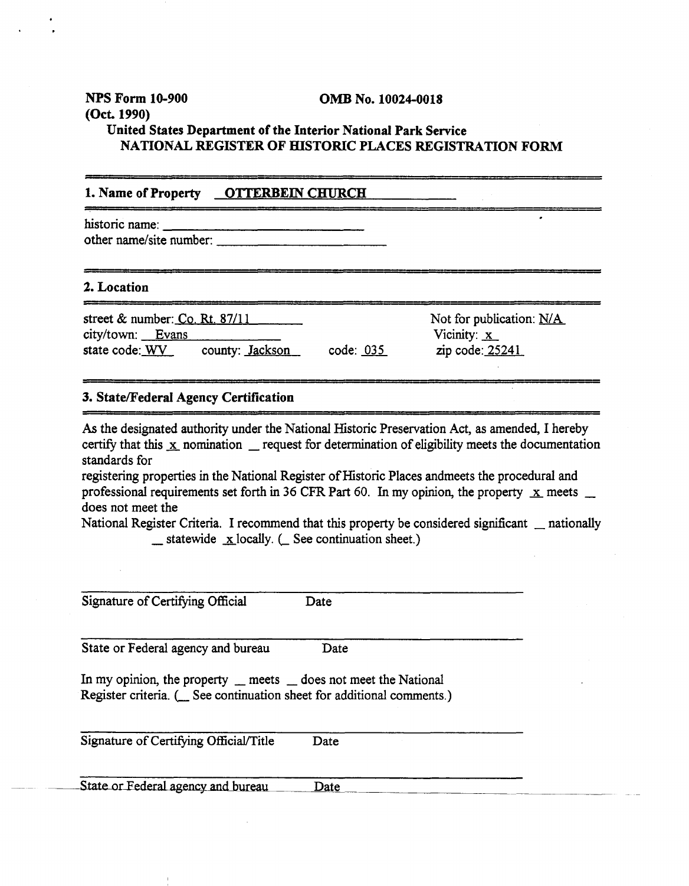**NPS Form 10-900** **OMB No. 10024-0018**
**(Oct. 1990)**
**United States Department of the Interior National Park Service**
**NATIONAL REGISTER OF HISTORIC PLACES REGISTRATION FORM**

---

## 1. Name of Property OTTERBEIN CHURCH

---

historic name: ______________________________
other name/site number: ______________________________

---

## 2. Location

---

street & number: Co. Rt. 87/11 Not for publication: N/A
city/town: Evans Vicinity: x
state code: WV county: Jackson code: 035 zip code: 25241

---

## 3. State/Federal Agency Certification

---

As the designated authority under the National Historic Preservation Act, as amended, I hereby certify that this x nomination __ request for determination of eligibility meets the documentation standards for
registering properties in the National Register of Historic Places andmeets the procedural and professional requirements set forth in 36 CFR Part 60. In my opinion, the property x meets __ does not meet the
National Register Criteria. I recommend that this property be considered significant __ nationally __ statewide x locally. (__ See continuation sheet.)

______________________________________________
Signature of Certifying Official Date

______________________________________________
State or Federal agency and bureau Date

In my opinion, the property __ meets __ does not meet the National Register criteria. (__ See continuation sheet for additional comments.)

______________________________________________
Signature of Certifying Official/Title Date

______________________________________________
State or Federal agency and bureau Date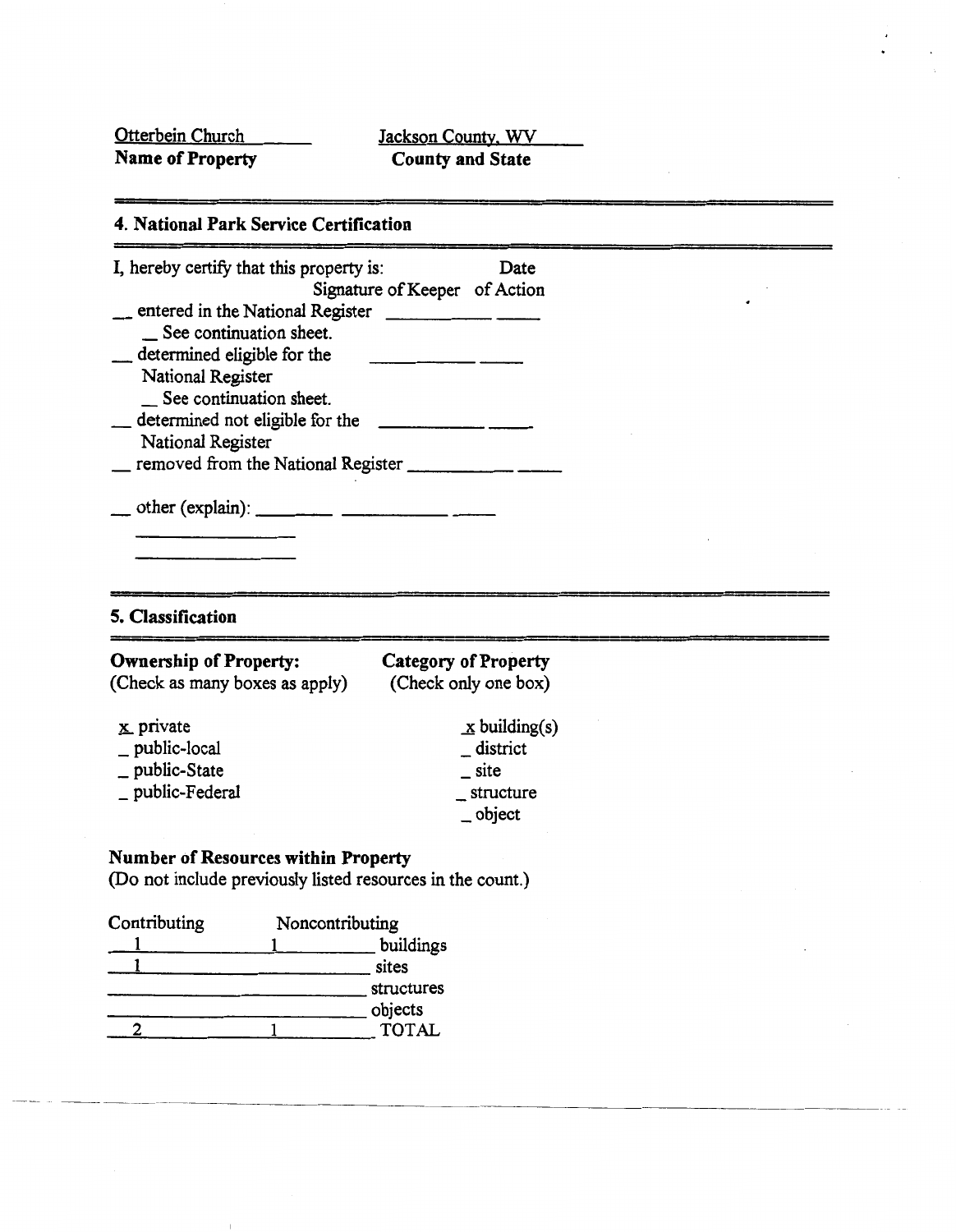Otterbein Church
**Name of Property**

Jackson County, WV
**County and State**

## 4. National Park Service Certification

I, hereby certify that this property is: Signature of Keeper — Date of Action

__ entered in the National Register ___________ _____
  _ See continuation sheet.
__ determined eligible for the National Register ___________ _____
  _ See continuation sheet.
__ determined not eligible for the National Register ___________ _____
__ removed from the National Register ___________ _____

__ other (explain): ________ ___________ _____

## 5. Classification

**Ownership of Property:**
(Check as many boxes as apply)

x private
_ public-local
_ public-State
_ public-Federal

**Category of Property**
(Check only one box)

x building(s)
_ district
_ site
_ structure
_ object

**Number of Resources within Property**
(Do not include previously listed resources in the count.)

| Contributing | Noncontributing | |
|---|---|---|
| 1 | 1 | buildings |
| 1 | | sites |
| | | structures |
| | | objects |
| 2 | 1 | TOTAL |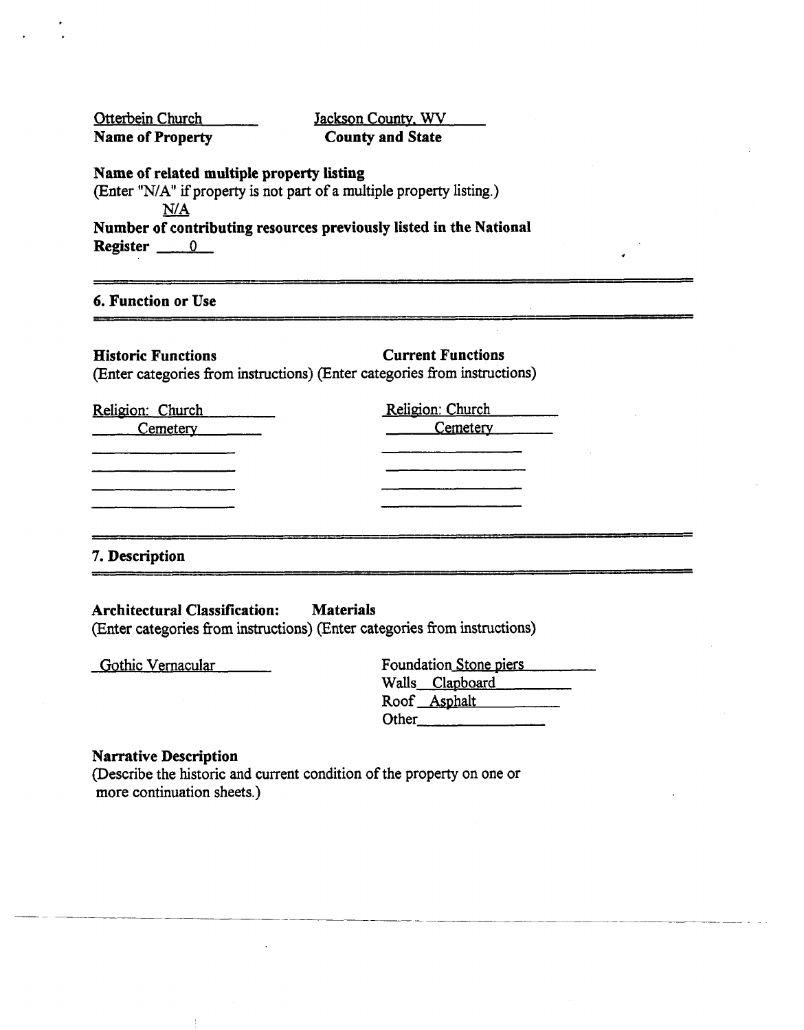| Otterbein Church | Jackson County, WV |
| --- | --- |
| **Name of Property** | **County and State** |

**Name of related multiple property listing**
(Enter "N/A" if property is not part of a multiple property listing.)
N/A

**Number of contributing resources previously listed in the National Register** 0

## 6. Function or Use

| **Historic Functions** (Enter categories from instructions) | **Current Functions** (Enter categories from instructions) |
| --- | --- |
| Religion: Church | Religion: Church |
| Cemetery | Cemetery |

## 7. Description

**Architectural Classification:** (Enter categories from instructions)

Gothic Vernacular

**Materials** (Enter categories from instructions)

Foundation Stone piers
Walls Clapboard
Roof Asphalt
Other

**Narrative Description**
(Describe the historic and current condition of the property on one or more continuation sheets.)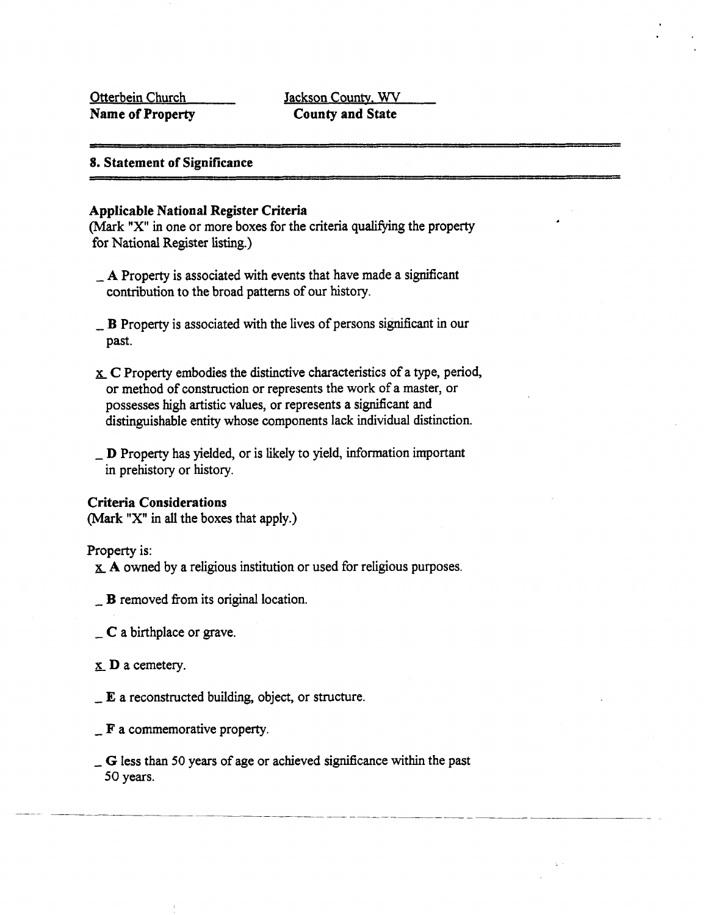Otterbein Church
**Name of Property**

Jackson County, WV
**County and State**

## 8. Statement of Significance

**Applicable National Register Criteria**
(Mark "X" in one or more boxes for the criteria qualifying the property for National Register listing.)

_ **A** Property is associated with events that have made a significant contribution to the broad patterns of our history.

_ **B** Property is associated with the lives of persons significant in our past.

x **C** Property embodies the distinctive characteristics of a type, period, or method of construction or represents the work of a master, or possesses high artistic values, or represents a significant and distinguishable entity whose components lack individual distinction.

_ **D** Property has yielded, or is likely to yield, information important in prehistory or history.

**Criteria Considerations**
(Mark "X" in all the boxes that apply.)

Property is:

x **A** owned by a religious institution or used for religious purposes.

_ **B** removed from its original location.

_ **C** a birthplace or grave.

x **D** a cemetery.

_ **E** a reconstructed building, object, or structure.

_ **F** a commemorative property.

_ **G** less than 50 years of age or achieved significance within the past 50 years.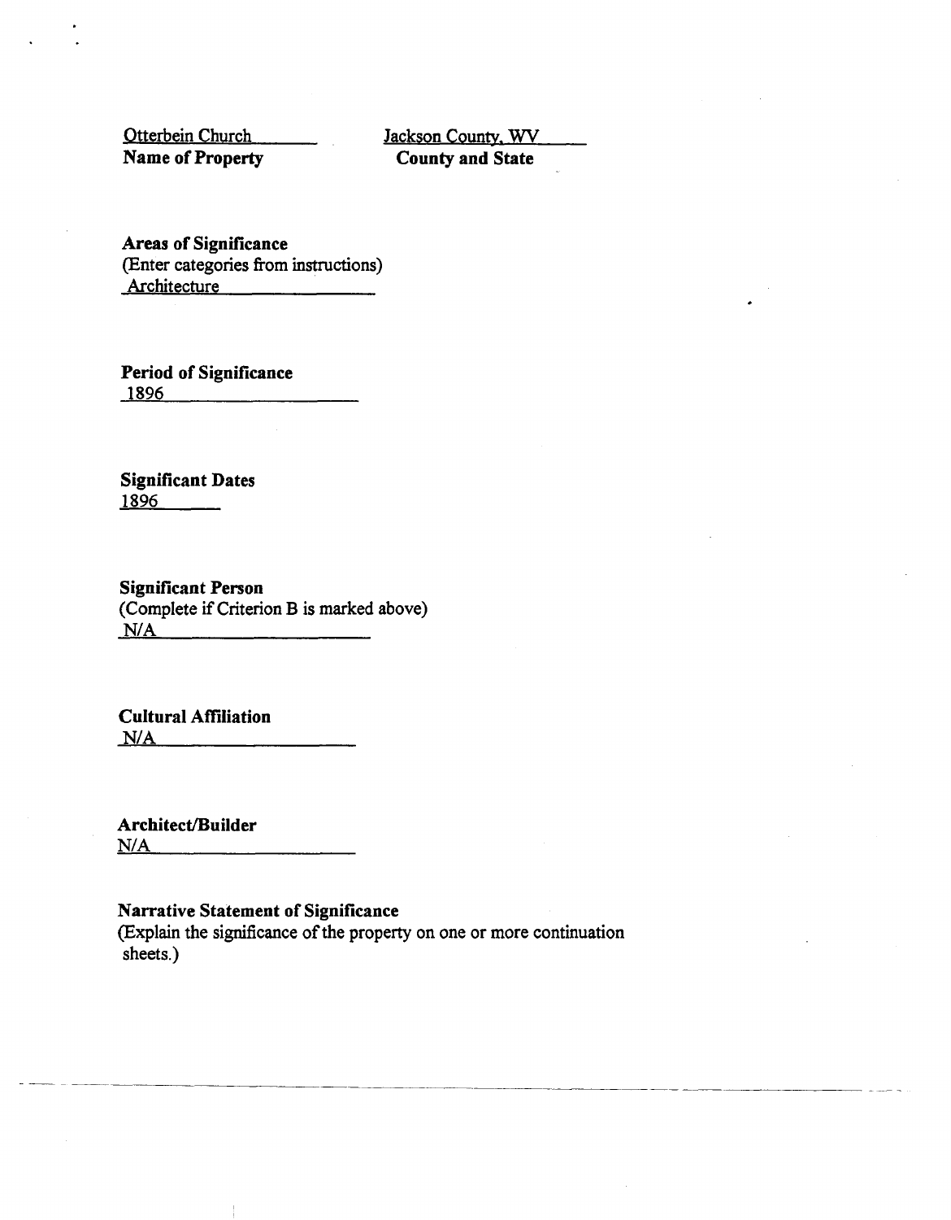Otterbein Church
**Name of Property**

Jackson County, WV
**County and State**

**Areas of Significance**
(Enter categories from instructions)
Architecture

**Period of Significance**
1896

**Significant Dates**
1896

**Significant Person**
(Complete if Criterion B is marked above)
N/A

**Cultural Affiliation**
N/A

**Architect/Builder**
N/A

**Narrative Statement of Significance**
(Explain the significance of the property on one or more continuation sheets.)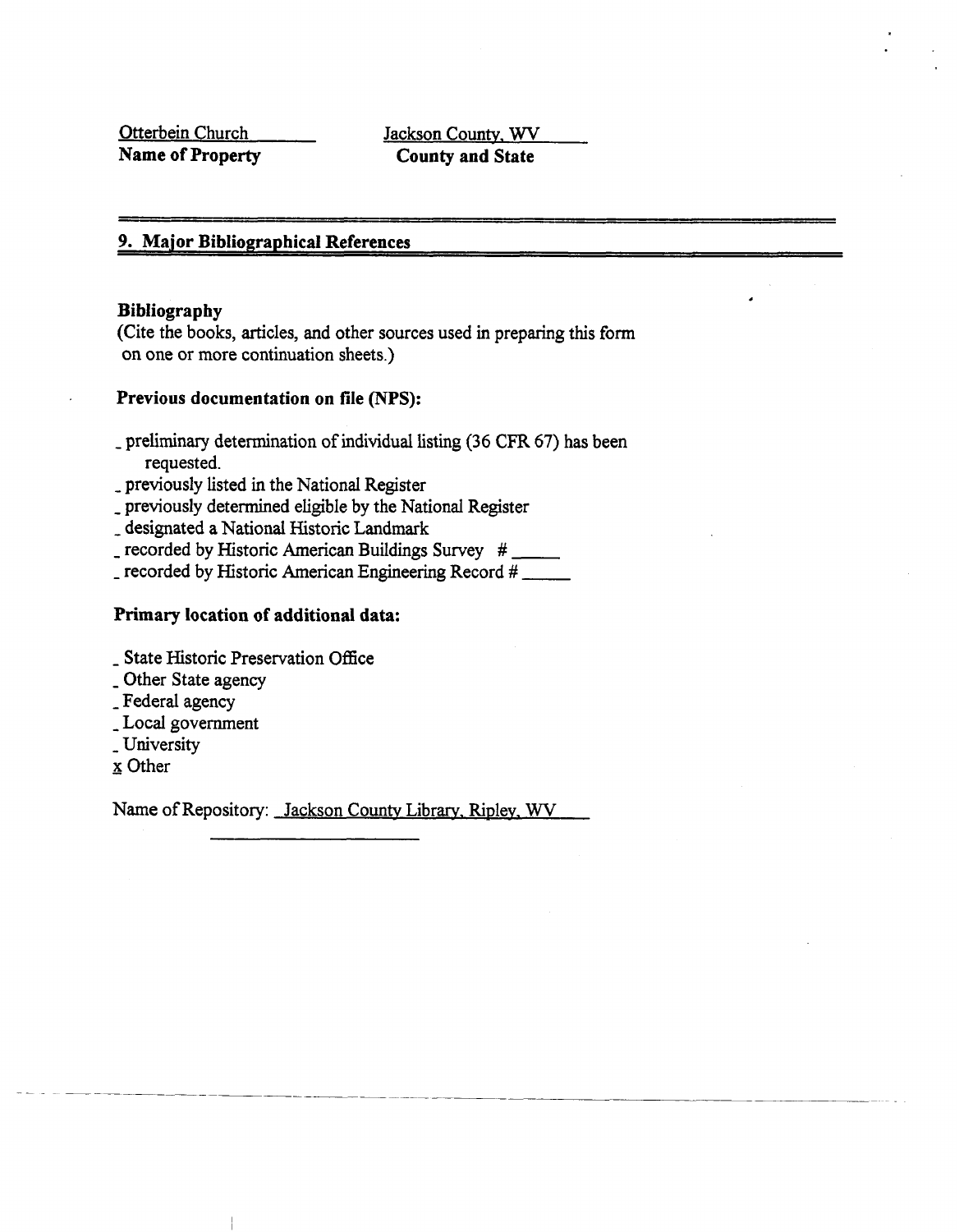Otterbein Church — **Name of Property**

Jackson County, WV — **County and State**

## 9. Major Bibliographical References

**Bibliography**

(Cite the books, articles, and other sources used in preparing this form on one or more continuation sheets.)

**Previous documentation on file (NPS):**

_ preliminary determination of individual listing (36 CFR 67) has been requested.
_ previously listed in the National Register
_ previously determined eligible by the National Register
_ designated a National Historic Landmark
_ recorded by Historic American Buildings Survey # _____
_ recorded by Historic American Engineering Record # _____

**Primary location of additional data:**

_ State Historic Preservation Office
_ Other State agency
_ Federal agency
_ Local government
_ University
x Other

Name of Repository: Jackson County Library, Ripley, WV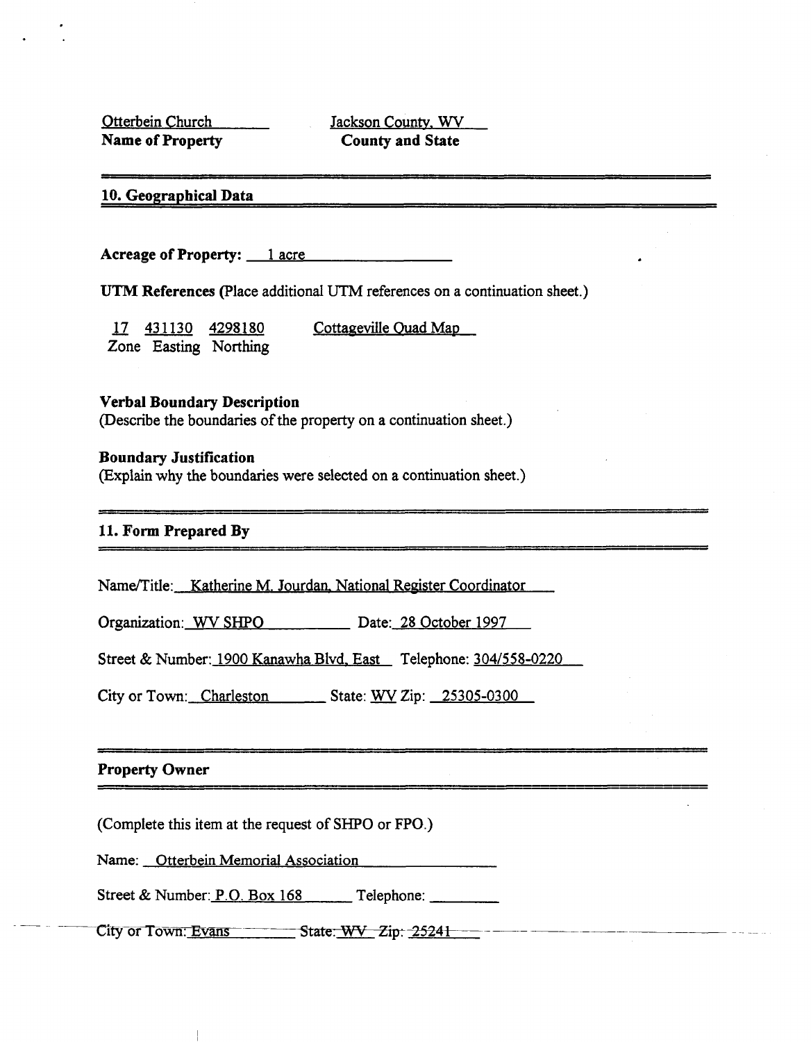Otterbein Church
**Name of Property**

Jackson County, WV
**County and State**

## 10. Geographical Data

**Acreage of Property:** 1 acre

**UTM References** (Place additional UTM references on a continuation sheet.)

| 17 | 431130 | 4298180 | Cottageville Quad Map |
|---|---|---|---|
| Zone | Easting | Northing | |

**Verbal Boundary Description**
(Describe the boundaries of the property on a continuation sheet.)

**Boundary Justification**
(Explain why the boundaries were selected on a continuation sheet.)

## 11. Form Prepared By

Name/Title: Katherine M. Jourdan, National Register Coordinator

Organization: WV SHPO Date: 28 October 1997

Street & Number: 1900 Kanawha Blvd. East Telephone: 304/558-0220

City or Town: Charleston State: WV Zip: 25305-0300

## Property Owner

(Complete this item at the request of SHPO or FPO.)

Name: Otterbein Memorial Association

Street & Number: P.O. Box 168 Telephone:

City or Town: Evans State: WV Zip: 25241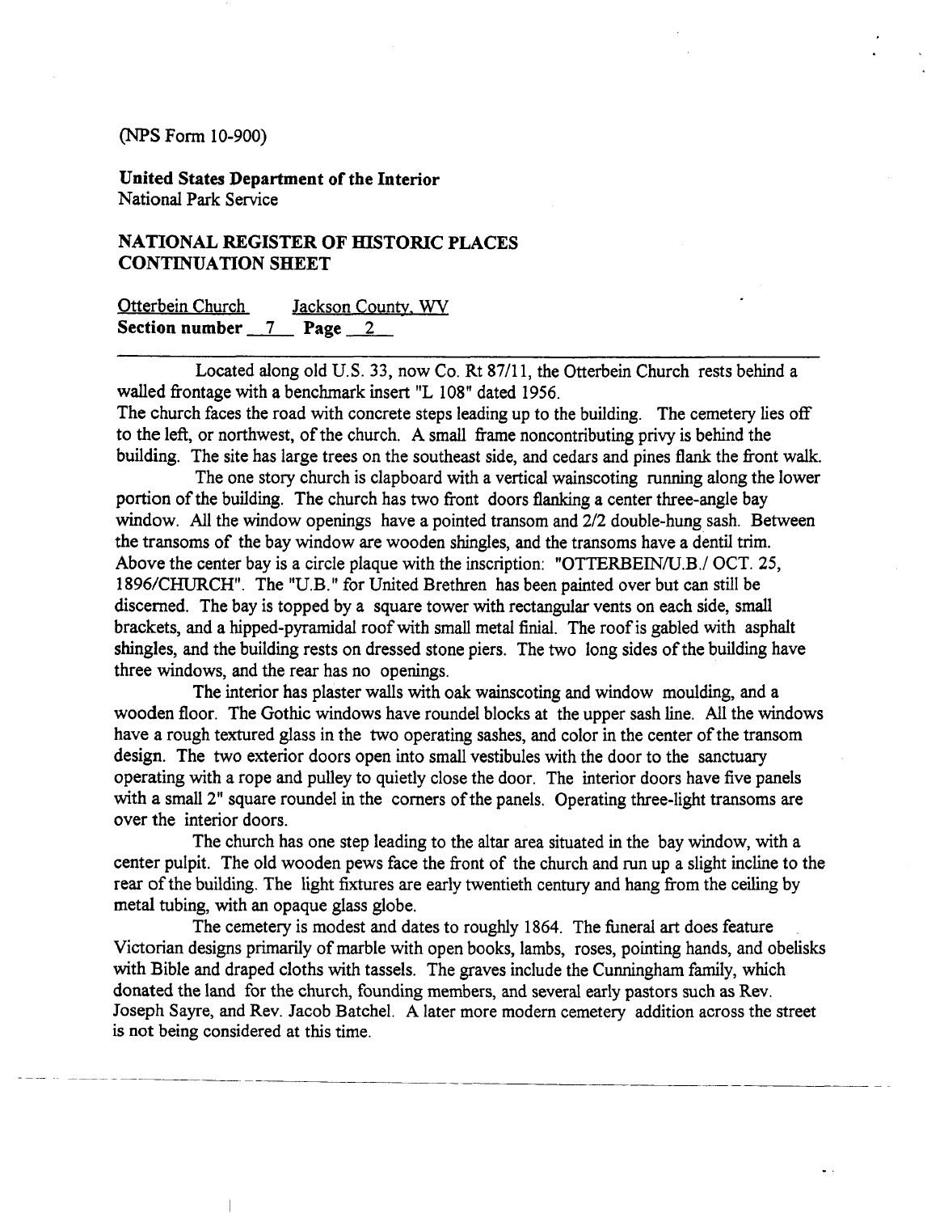(NPS Form 10-900)

**United States Department of the Interior**
National Park Service

**NATIONAL REGISTER OF HISTORIC PLACES CONTINUATION SHEET**

Otterbein Church Jackson County, WV
**Section number** 7 **Page** 2

Located along old U.S. 33, now Co. Rt 87/11, the Otterbein Church rests behind a walled frontage with a benchmark insert "L 108" dated 1956.
The church faces the road with concrete steps leading up to the building. The cemetery lies off to the left, or northwest, of the church. A small frame noncontributing privy is behind the building. The site has large trees on the southeast side, and cedars and pines flank the front walk.

The one story church is clapboard with a vertical wainscoting running along the lower portion of the building. The church has two front doors flanking a center three-angle bay window. All the window openings have a pointed transom and 2/2 double-hung sash. Between the transoms of the bay window are wooden shingles, and the transoms have a dentil trim. Above the center bay is a circle plaque with the inscription: "OTTERBEIN/U.B./ OCT. 25, 1896/CHURCH". The "U.B." for United Brethren has been painted over but can still be discerned. The bay is topped by a square tower with rectangular vents on each side, small brackets, and a hipped-pyramidal roof with small metal finial. The roof is gabled with asphalt shingles, and the building rests on dressed stone piers. The two long sides of the building have three windows, and the rear has no openings.

The interior has plaster walls with oak wainscoting and window moulding, and a wooden floor. The Gothic windows have roundel blocks at the upper sash line. All the windows have a rough textured glass in the two operating sashes, and color in the center of the transom design. The two exterior doors open into small vestibules with the door to the sanctuary operating with a rope and pulley to quietly close the door. The interior doors have five panels with a small 2" square roundel in the corners of the panels. Operating three-light transoms are over the interior doors.

The church has one step leading to the altar area situated in the bay window, with a center pulpit. The old wooden pews face the front of the church and run up a slight incline to the rear of the building. The light fixtures are early twentieth century and hang from the ceiling by metal tubing, with an opaque glass globe.

The cemetery is modest and dates to roughly 1864. The funeral art does feature Victorian designs primarily of marble with open books, lambs, roses, pointing hands, and obelisks with Bible and draped cloths with tassels. The graves include the Cunningham family, which donated the land for the church, founding members, and several early pastors such as Rev. Joseph Sayre, and Rev. Jacob Batchel. A later more modern cemetery addition across the street is not being considered at this time.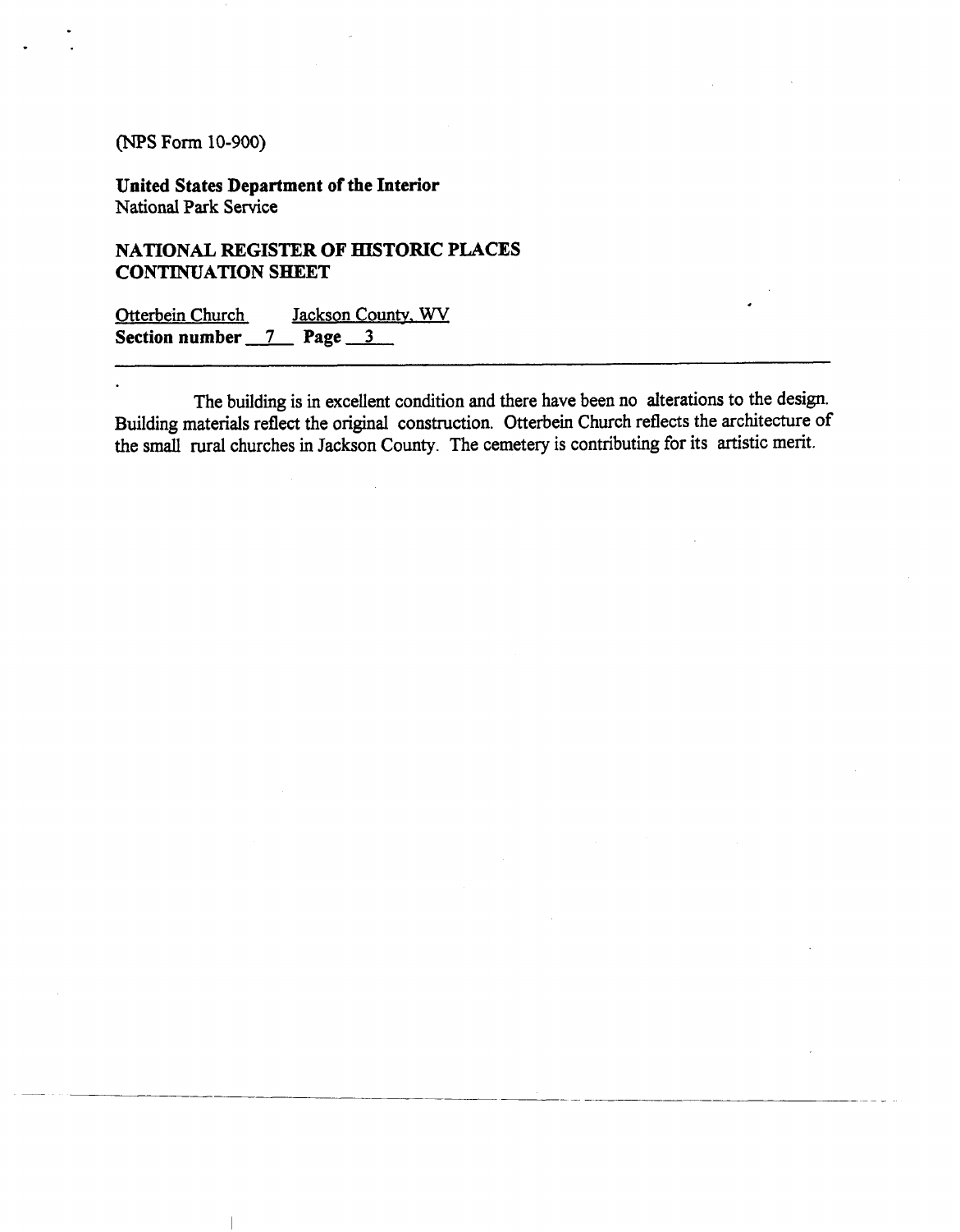(NPS Form 10-900)

**United States Department of the Interior**
National Park Service

**NATIONAL REGISTER OF HISTORIC PLACES**
**CONTINUATION SHEET**

Otterbein Church Jackson County, WV
**Section number** 7 **Page** 3

The building is in excellent condition and there have been no alterations to the design. Building materials reflect the original construction. Otterbein Church reflects the architecture of the small rural churches in Jackson County. The cemetery is contributing for its artistic merit.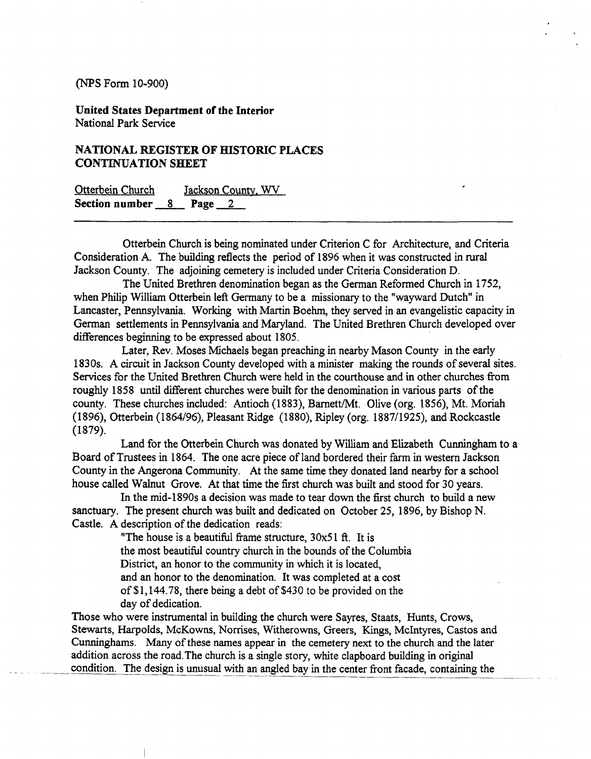(NPS Form 10-900)

**United States Department of the Interior**
National Park Service

**NATIONAL REGISTER OF HISTORIC PLACES**
**CONTINUATION SHEET**

Otterbein Church Jackson County, WV
**Section number** 8 **Page** 2

Otterbein Church is being nominated under Criterion C for Architecture, and Criteria Consideration A. The building reflects the period of 1896 when it was constructed in rural Jackson County. The adjoining cemetery is included under Criteria Consideration D.

The United Brethren denomination began as the German Reformed Church in 1752, when Philip William Otterbein left Germany to be a missionary to the "wayward Dutch" in Lancaster, Pennsylvania. Working with Martin Boehm, they served in an evangelistic capacity in German settlements in Pennsylvania and Maryland. The United Brethren Church developed over differences beginning to be expressed about 1805.

Later, Rev. Moses Michaels began preaching in nearby Mason County in the early 1830s. A circuit in Jackson County developed with a minister making the rounds of several sites. Services for the United Brethren Church were held in the courthouse and in other churches from roughly 1858 until different churches were built for the denomination in various parts of the county. These churches included: Antioch (1883), Barnett/Mt. Olive (org. 1856), Mt. Moriah (1896), Otterbein (1864/96), Pleasant Ridge (1880), Ripley (org. 1887/1925), and Rockcastle (1879).

Land for the Otterbein Church was donated by William and Elizabeth Cunningham to a Board of Trustees in 1864. The one acre piece of land bordered their farm in western Jackson County in the Angerona Community. At the same time they donated land nearby for a school house called Walnut Grove. At that time the first church was built and stood for 30 years.

In the mid-1890s a decision was made to tear down the first church to build a new sanctuary. The present church was built and dedicated on October 25, 1896, by Bishop N. Castle. A description of the dedication reads:

> "The house is a beautiful frame structure, 30x51 ft. It is
> the most beautiful country church in the bounds of the Columbia
> District, an honor to the community in which it is located,
> and an honor to the denomination. It was completed at a cost
> of $1,144.78, there being a debt of $430 to be provided on the
> day of dedication.

Those who were instrumental in building the church were Sayres, Staats, Hunts, Crows, Stewarts, Harpolds, McKowns, Norrises, Witherowns, Greers, Kings, McIntyres, Castos and Cunninghams. Many of these names appear in the cemetery next to the church and the later addition across the road. The church is a single story, white clapboard building in original condition. The design is unusual with an angled bay in the center front facade, containing the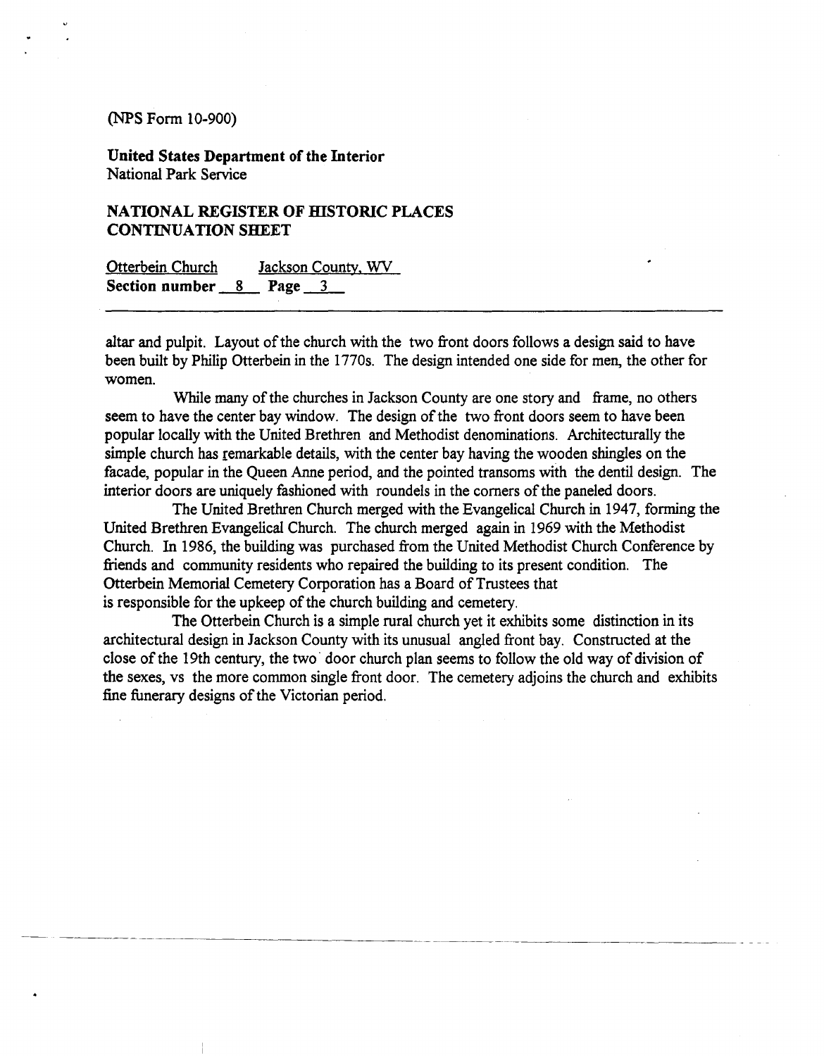(NPS Form 10-900)

**United States Department of the Interior**
National Park Service

**NATIONAL REGISTER OF HISTORIC PLACES CONTINUATION SHEET**

Otterbein Church Jackson County, WV
**Section number** 8 **Page** 3

altar and pulpit. Layout of the church with the two front doors follows a design said to have been built by Philip Otterbein in the 1770s. The design intended one side for men, the other for women.

While many of the churches in Jackson County are one story and frame, no others seem to have the center bay window. The design of the two front doors seem to have been popular locally with the United Brethren and Methodist denominations. Architecturally the simple church has remarkable details, with the center bay having the wooden shingles on the facade, popular in the Queen Anne period, and the pointed transoms with the dentil design. The interior doors are uniquely fashioned with roundels in the corners of the paneled doors.

The United Brethren Church merged with the Evangelical Church in 1947, forming the United Brethren Evangelical Church. The church merged again in 1969 with the Methodist Church. In 1986, the building was purchased from the United Methodist Church Conference by friends and community residents who repaired the building to its present condition. The Otterbein Memorial Cemetery Corporation has a Board of Trustees that is responsible for the upkeep of the church building and cemetery.

The Otterbein Church is a simple rural church yet it exhibits some distinction in its architectural design in Jackson County with its unusual angled front bay. Constructed at the close of the 19th century, the two door church plan seems to follow the old way of division of the sexes, vs the more common single front door. The cemetery adjoins the church and exhibits fine funerary designs of the Victorian period.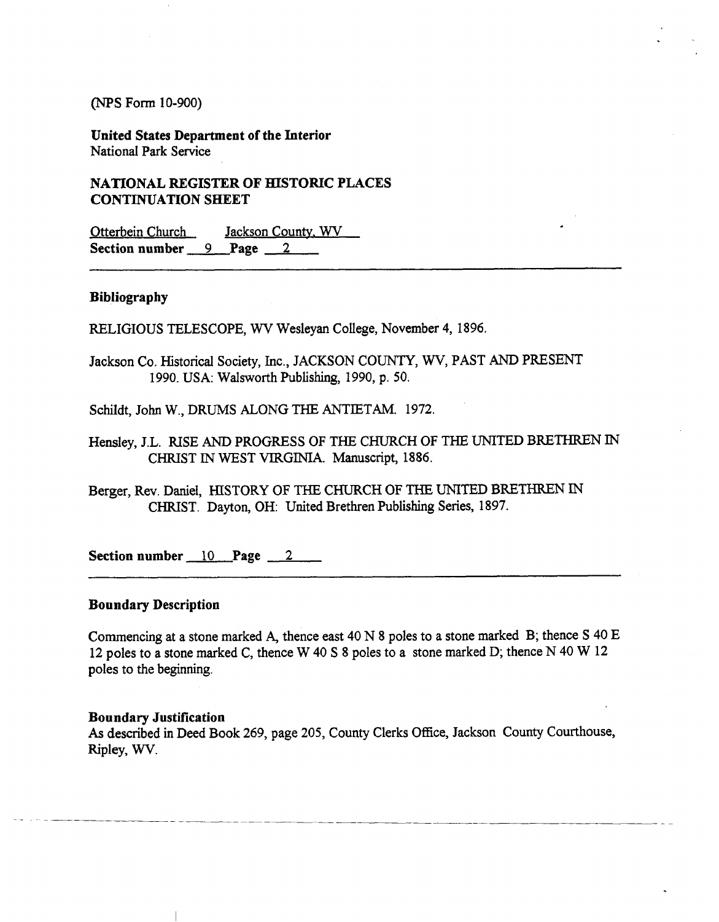(NPS Form 10-900)

**United States Department of the Interior**
National Park Service

**NATIONAL REGISTER OF HISTORIC PLACES**
**CONTINUATION SHEET**

Otterbein Church    Jackson County, WV
**Section number** 9 **Page** 2

---

**Bibliography**

RELIGIOUS TELESCOPE, WV Wesleyan College, November 4, 1896.

Jackson Co. Historical Society, Inc., JACKSON COUNTY, WV, PAST AND PRESENT 1990. USA: Walsworth Publishing, 1990, p. 50.

Schildt, John W., DRUMS ALONG THE ANTIETAM. 1972.

Hensley, J.L. RISE AND PROGRESS OF THE CHURCH OF THE UNITED BRETHREN IN CHRIST IN WEST VIRGINIA. Manuscript, 1886.

Berger, Rev. Daniel, HISTORY OF THE CHURCH OF THE UNITED BRETHREN IN CHRIST. Dayton, OH: United Brethren Publishing Series, 1897.

**Section number** 10 **Page** 2

---

**Boundary Description**

Commencing at a stone marked A, thence east 40 N 8 poles to a stone marked B; thence S 40 E 12 poles to a stone marked C, thence W 40 S 8 poles to a stone marked D; thence N 40 W 12 poles to the beginning.

**Boundary Justification**
As described in Deed Book 269, page 205, County Clerks Office, Jackson County Courthouse, Ripley, WV.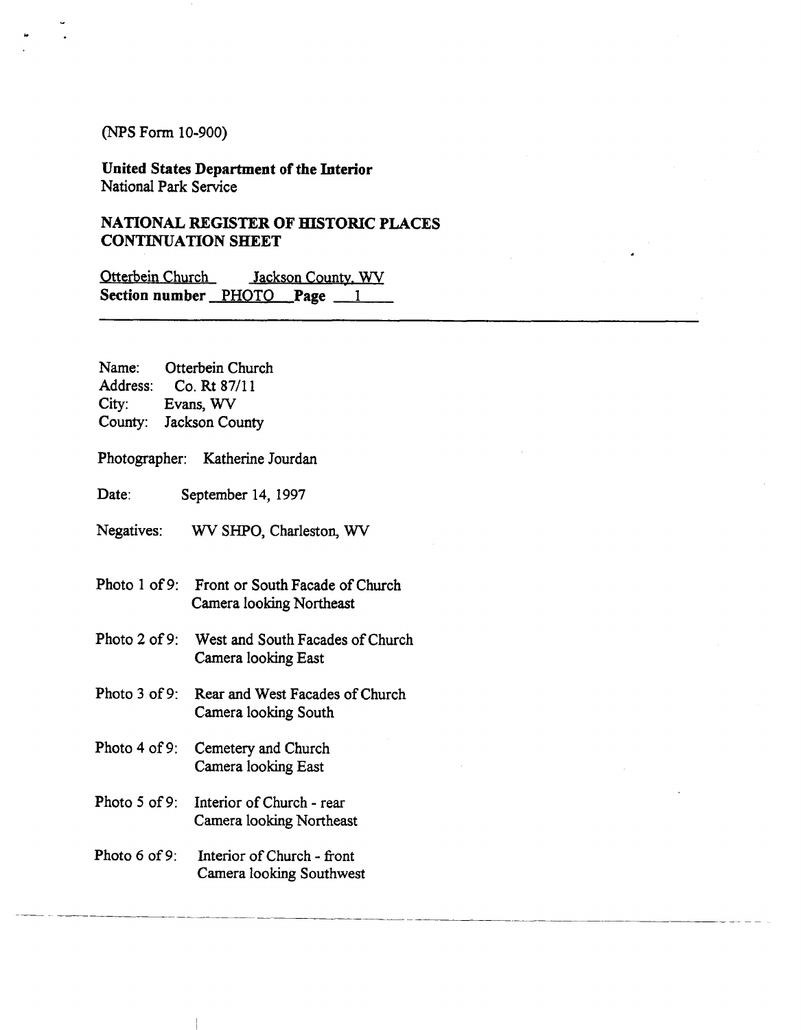(NPS Form 10-900)

**United States Department of the Interior**
National Park Service

**NATIONAL REGISTER OF HISTORIC PLACES**
**CONTINUATION SHEET**

Otterbein Church Jackson County, WV
**Section number** PHOTO **Page** 1

---

Name: Otterbein Church
Address: Co. Rt 87/11
City: Evans, WV
County: Jackson County

Photographer: Katherine Jourdan

Date: September 14, 1997

Negatives: WV SHPO, Charleston, WV

Photo 1 of 9: Front or South Facade of Church
Camera looking Northeast

Photo 2 of 9: West and South Facades of Church
Camera looking East

Photo 3 of 9: Rear and West Facades of Church
Camera looking South

Photo 4 of 9: Cemetery and Church
Camera looking East

Photo 5 of 9: Interior of Church - rear
Camera looking Northeast

Photo 6 of 9: Interior of Church - front
Camera looking Southwest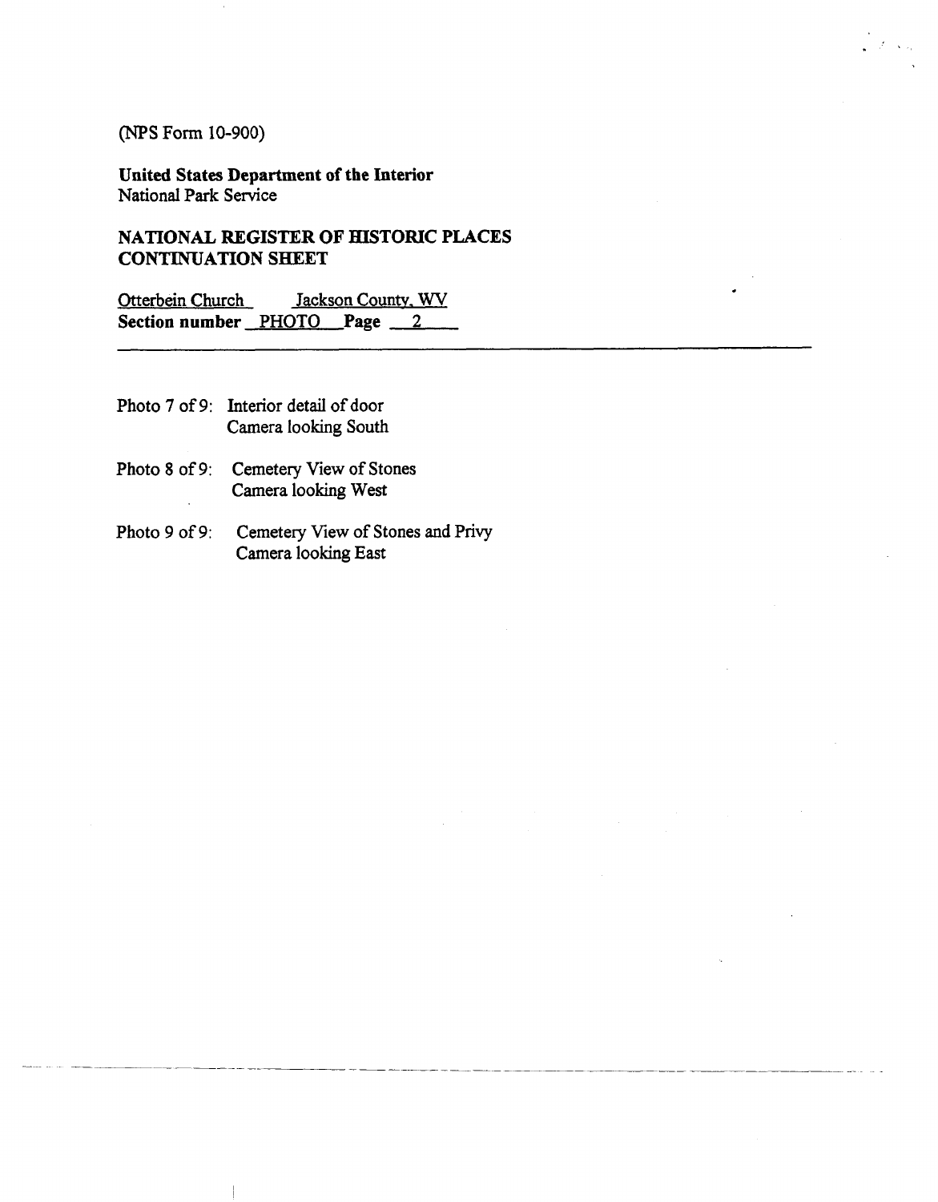(NPS Form 10-900)

**United States Department of the Interior**
National Park Service

**NATIONAL REGISTER OF HISTORIC PLACES**
**CONTINUATION SHEET**

Otterbein Church    Jackson County, WV
**Section number** PHOTO **Page** 2

---

Photo 7 of 9: Interior detail of door
Camera looking South

Photo 8 of 9: Cemetery View of Stones
Camera looking West

Photo 9 of 9: Cemetery View of Stones and Privy
Camera looking East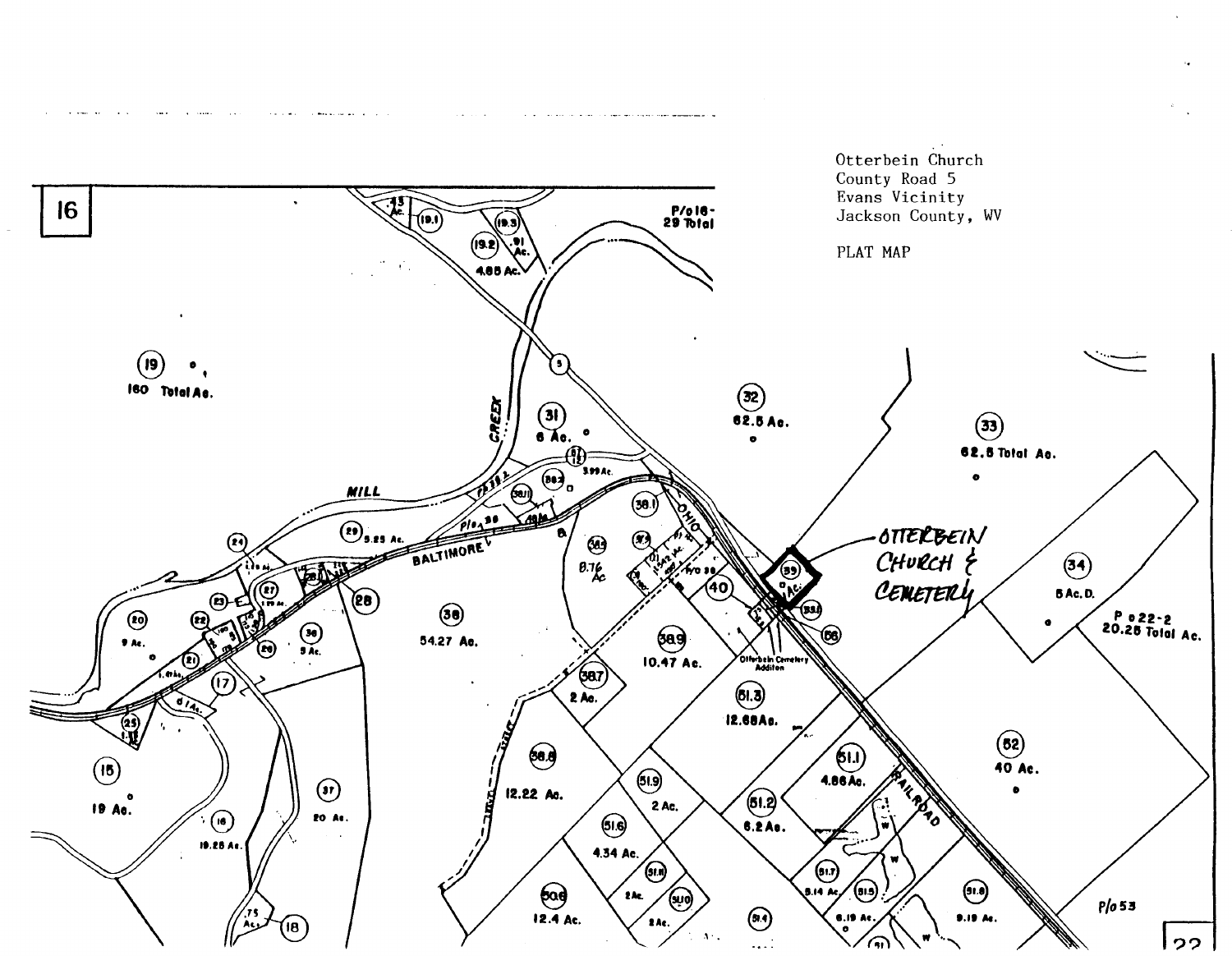Otterbein Church
County Road 5
Evans Vicinity
Jackson County, WV

PLAT MAP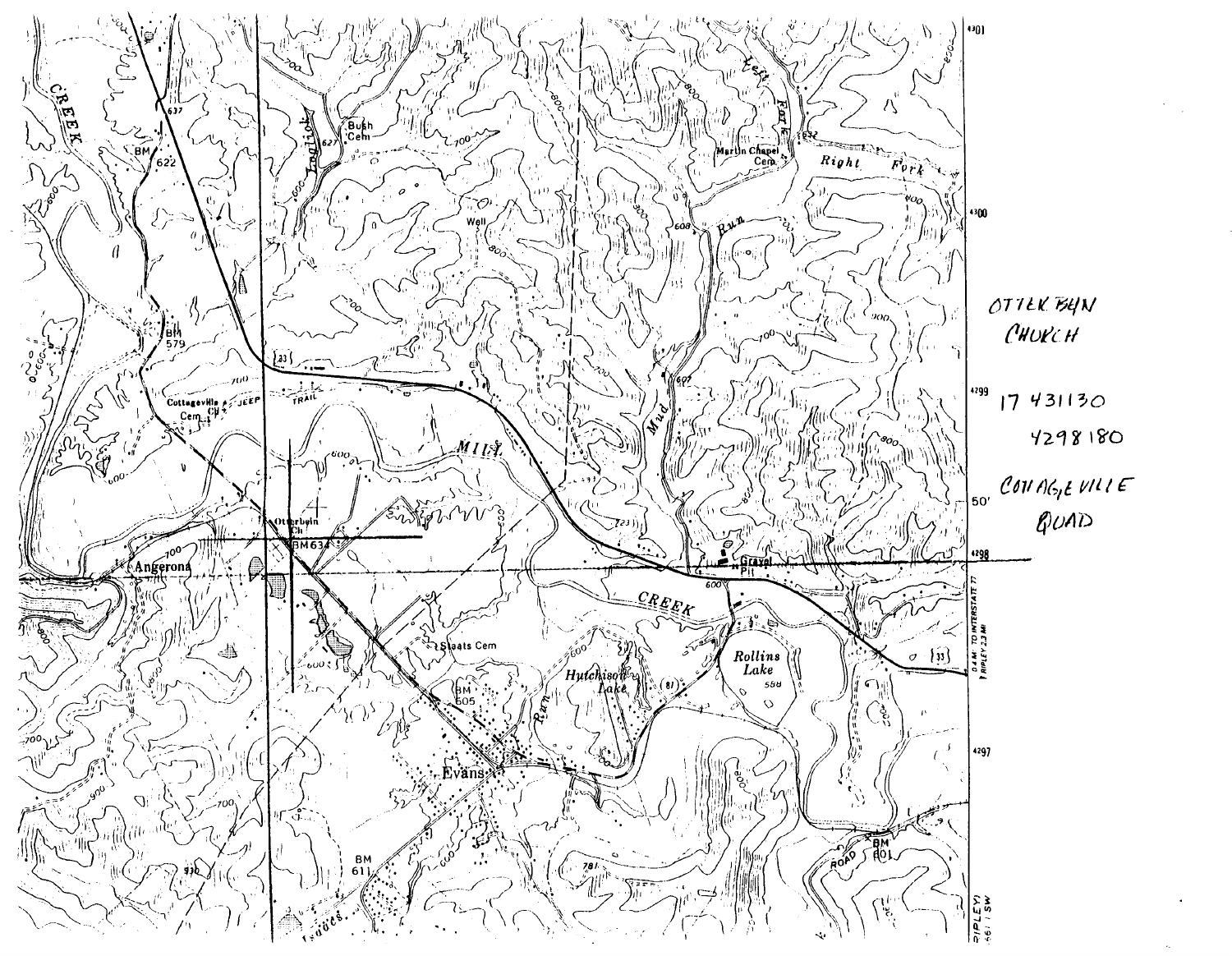OTTERBEIN CHURCH

17 431130

4298180

COTTAGEVILLE QUAD